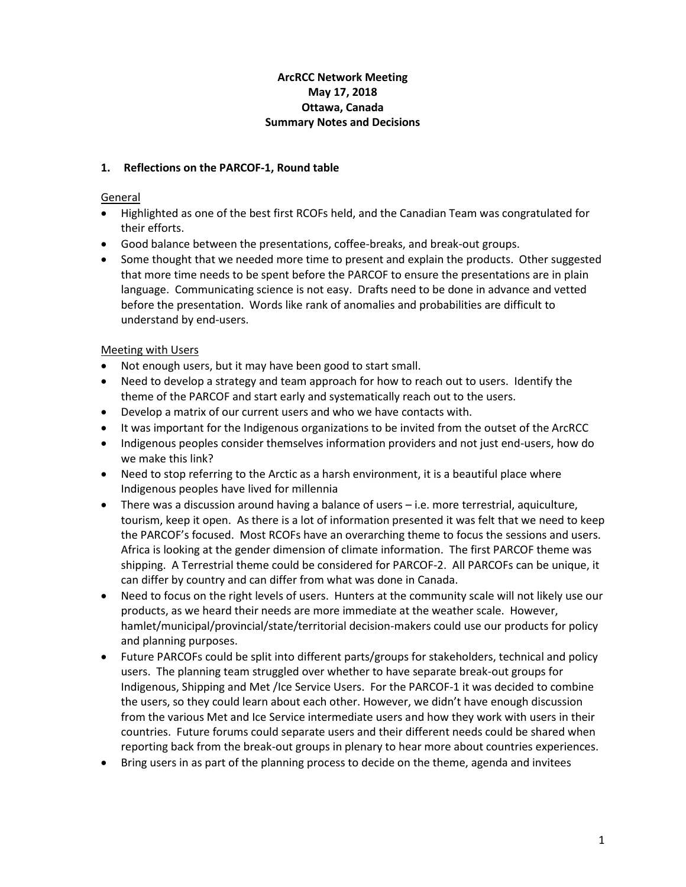**ArcRCC Network Meeting**
**May 17, 2018**
**Ottawa, Canada**
**Summary Notes and Decisions**

## 1. Reflections on the PARCOF-1, Round table

General

- Highlighted as one of the best first RCOFs held, and the Canadian Team was congratulated for their efforts.
- Good balance between the presentations, coffee-breaks, and break-out groups.
- Some thought that we needed more time to present and explain the products. Other suggested that more time needs to be spent before the PARCOF to ensure the presentations are in plain language. Communicating science is not easy. Drafts need to be done in advance and vetted before the presentation. Words like rank of anomalies and probabilities are difficult to understand by end-users.

Meeting with Users

- Not enough users, but it may have been good to start small.
- Need to develop a strategy and team approach for how to reach out to users. Identify the theme of the PARCOF and start early and systematically reach out to the users.
- Develop a matrix of our current users and who we have contacts with.
- It was important for the Indigenous organizations to be invited from the outset of the ArcRCC
- Indigenous peoples consider themselves information providers and not just end-users, how do we make this link?
- Need to stop referring to the Arctic as a harsh environment, it is a beautiful place where Indigenous peoples have lived for millennia
- There was a discussion around having a balance of users – i.e. more terrestrial, aquiculture, tourism, keep it open. As there is a lot of information presented it was felt that we need to keep the PARCOF's focused. Most RCOFs have an overarching theme to focus the sessions and users. Africa is looking at the gender dimension of climate information. The first PARCOF theme was shipping. A Terrestrial theme could be considered for PARCOF-2. All PARCOFs can be unique, it can differ by country and can differ from what was done in Canada.
- Need to focus on the right levels of users. Hunters at the community scale will not likely use our products, as we heard their needs are more immediate at the weather scale. However, hamlet/municipal/provincial/state/territorial decision-makers could use our products for policy and planning purposes.
- Future PARCOFs could be split into different parts/groups for stakeholders, technical and policy users. The planning team struggled over whether to have separate break-out groups for Indigenous, Shipping and Met /Ice Service Users. For the PARCOF-1 it was decided to combine the users, so they could learn about each other. However, we didn't have enough discussion from the various Met and Ice Service intermediate users and how they work with users in their countries. Future forums could separate users and their different needs could be shared when reporting back from the break-out groups in plenary to hear more about countries experiences.
- Bring users in as part of the planning process to decide on the theme, agenda and invitees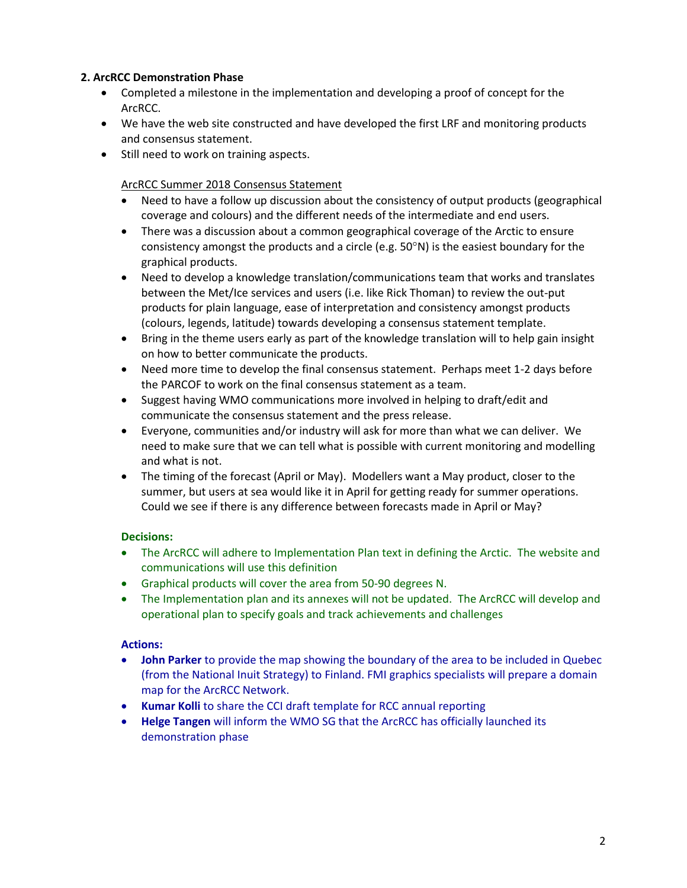## 2. ArcRCC Demonstration Phase

- Completed a milestone in the implementation and developing a proof of concept for the ArcRCC.
- We have the web site constructed and have developed the first LRF and monitoring products and consensus statement.
- Still need to work on training aspects.

ArcRCC Summer 2018 Consensus Statement

- Need to have a follow up discussion about the consistency of output products (geographical coverage and colours) and the different needs of the intermediate and end users.
- There was a discussion about a common geographical coverage of the Arctic to ensure consistency amongst the products and a circle (e.g. 50°N) is the easiest boundary for the graphical products.
- Need to develop a knowledge translation/communications team that works and translates between the Met/Ice services and users (i.e. like Rick Thoman) to review the out-put products for plain language, ease of interpretation and consistency amongst products (colours, legends, latitude) towards developing a consensus statement template.
- Bring in the theme users early as part of the knowledge translation will to help gain insight on how to better communicate the products.
- Need more time to develop the final consensus statement. Perhaps meet 1-2 days before the PARCOF to work on the final consensus statement as a team.
- Suggest having WMO communications more involved in helping to draft/edit and communicate the consensus statement and the press release.
- Everyone, communities and/or industry will ask for more than what we can deliver. We need to make sure that we can tell what is possible with current monitoring and modelling and what is not.
- The timing of the forecast (April or May). Modellers want a May product, closer to the summer, but users at sea would like it in April for getting ready for summer operations. Could we see if there is any difference between forecasts made in April or May?

**Decisions:**

- The ArcRCC will adhere to Implementation Plan text in defining the Arctic. The website and communications will use this definition
- Graphical products will cover the area from 50-90 degrees N.
- The Implementation plan and its annexes will not be updated. The ArcRCC will develop and operational plan to specify goals and track achievements and challenges

**Actions:**

- **John Parker** to provide the map showing the boundary of the area to be included in Quebec (from the National Inuit Strategy) to Finland. FMI graphics specialists will prepare a domain map for the ArcRCC Network.
- **Kumar Kolli** to share the CCI draft template for RCC annual reporting
- **Helge Tangen** will inform the WMO SG that the ArcRCC has officially launched its demonstration phase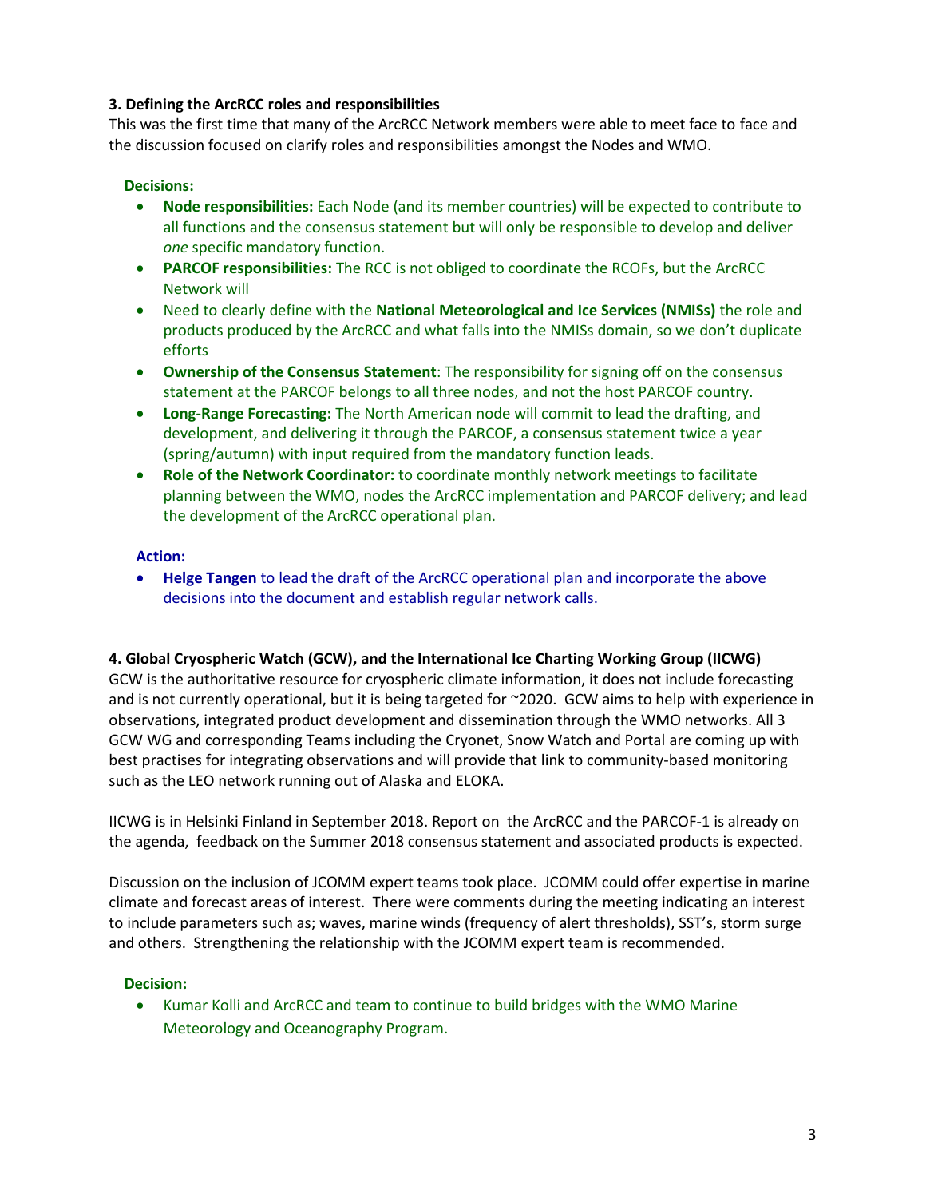### 3. Defining the ArcRCC roles and responsibilities

This was the first time that many of the ArcRCC Network members were able to meet face to face and the discussion focused on clarify roles and responsibilities amongst the Nodes and WMO.

**Decisions:**

- **Node responsibilities:** Each Node (and its member countries) will be expected to contribute to all functions and the consensus statement but will only be responsible to develop and deliver *one* specific mandatory function.
- **PARCOF responsibilities:** The RCC is not obliged to coordinate the RCOFs, but the ArcRCC Network will
- Need to clearly define with the **National Meteorological and Ice Services (NMISs)** the role and products produced by the ArcRCC and what falls into the NMISs domain, so we don't duplicate efforts
- **Ownership of the Consensus Statement**: The responsibility for signing off on the consensus statement at the PARCOF belongs to all three nodes, and not the host PARCOF country.
- **Long-Range Forecasting:** The North American node will commit to lead the drafting, and development, and delivering it through the PARCOF, a consensus statement twice a year (spring/autumn) with input required from the mandatory function leads.
- **Role of the Network Coordinator:** to coordinate monthly network meetings to facilitate planning between the WMO, nodes the ArcRCC implementation and PARCOF delivery; and lead the development of the ArcRCC operational plan.

**Action:**

- **Helge Tangen** to lead the draft of the ArcRCC operational plan and incorporate the above decisions into the document and establish regular network calls.

### 4. Global Cryospheric Watch (GCW), and the International Ice Charting Working Group (IICWG)

GCW is the authoritative resource for cryospheric climate information, it does not include forecasting and is not currently operational, but it is being targeted for ~2020. GCW aims to help with experience in observations, integrated product development and dissemination through the WMO networks. All 3 GCW WG and corresponding Teams including the Cryonet, Snow Watch and Portal are coming up with best practises for integrating observations and will provide that link to community-based monitoring such as the LEO network running out of Alaska and ELOKA.

IICWG is in Helsinki Finland in September 2018. Report on the ArcRCC and the PARCOF-1 is already on the agenda, feedback on the Summer 2018 consensus statement and associated products is expected.

Discussion on the inclusion of JCOMM expert teams took place. JCOMM could offer expertise in marine climate and forecast areas of interest. There were comments during the meeting indicating an interest to include parameters such as; waves, marine winds (frequency of alert thresholds), SST's, storm surge and others. Strengthening the relationship with the JCOMM expert team is recommended.

**Decision:**

- Kumar Kolli and ArcRCC and team to continue to build bridges with the WMO Marine Meteorology and Oceanography Program.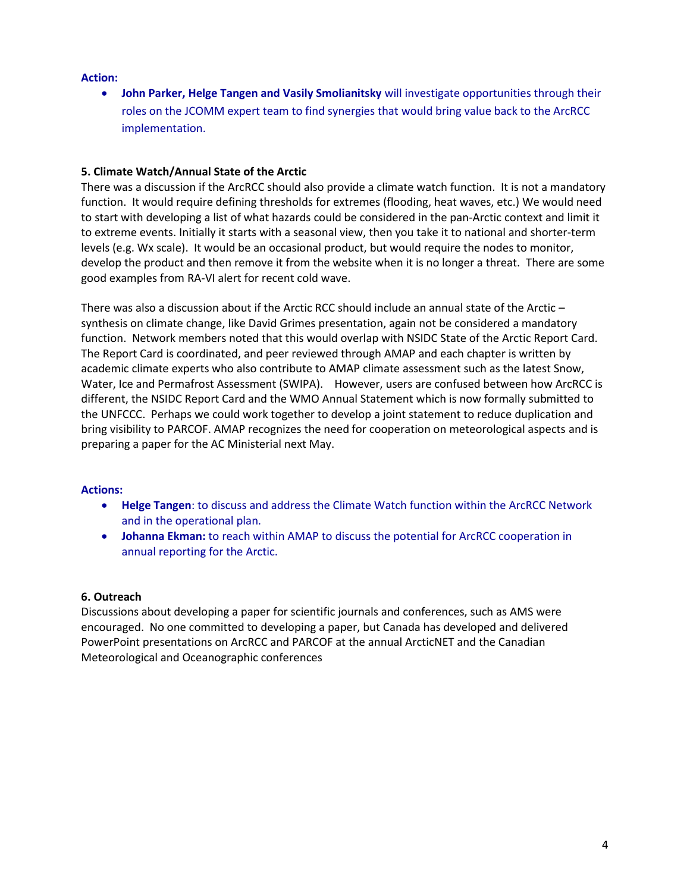**Action:**

- **John Parker, Helge Tangen and Vasily Smolianitsky** will investigate opportunities through their roles on the JCOMM expert team to find synergies that would bring value back to the ArcRCC implementation.

**5. Climate Watch/Annual State of the Arctic**

There was a discussion if the ArcRCC should also provide a climate watch function. It is not a mandatory function. It would require defining thresholds for extremes (flooding, heat waves, etc.) We would need to start with developing a list of what hazards could be considered in the pan-Arctic context and limit it to extreme events. Initially it starts with a seasonal view, then you take it to national and shorter-term levels (e.g. Wx scale). It would be an occasional product, but would require the nodes to monitor, develop the product and then remove it from the website when it is no longer a threat. There are some good examples from RA-VI alert for recent cold wave.

There was also a discussion about if the Arctic RCC should include an annual state of the Arctic – synthesis on climate change, like David Grimes presentation, again not be considered a mandatory function. Network members noted that this would overlap with NSIDC State of the Arctic Report Card. The Report Card is coordinated, and peer reviewed through AMAP and each chapter is written by academic climate experts who also contribute to AMAP climate assessment such as the latest Snow, Water, Ice and Permafrost Assessment (SWIPA). However, users are confused between how ArcRCC is different, the NSIDC Report Card and the WMO Annual Statement which is now formally submitted to the UNFCCC. Perhaps we could work together to develop a joint statement to reduce duplication and bring visibility to PARCOF. AMAP recognizes the need for cooperation on meteorological aspects and is preparing a paper for the AC Ministerial next May.

**Actions:**

- **Helge Tangen**: to discuss and address the Climate Watch function within the ArcRCC Network and in the operational plan.
- **Johanna Ekman:** to reach within AMAP to discuss the potential for ArcRCC cooperation in annual reporting for the Arctic.

**6. Outreach**

Discussions about developing a paper for scientific journals and conferences, such as AMS were encouraged. No one committed to developing a paper, but Canada has developed and delivered PowerPoint presentations on ArcRCC and PARCOF at the annual ArcticNET and the Canadian Meteorological and Oceanographic conferences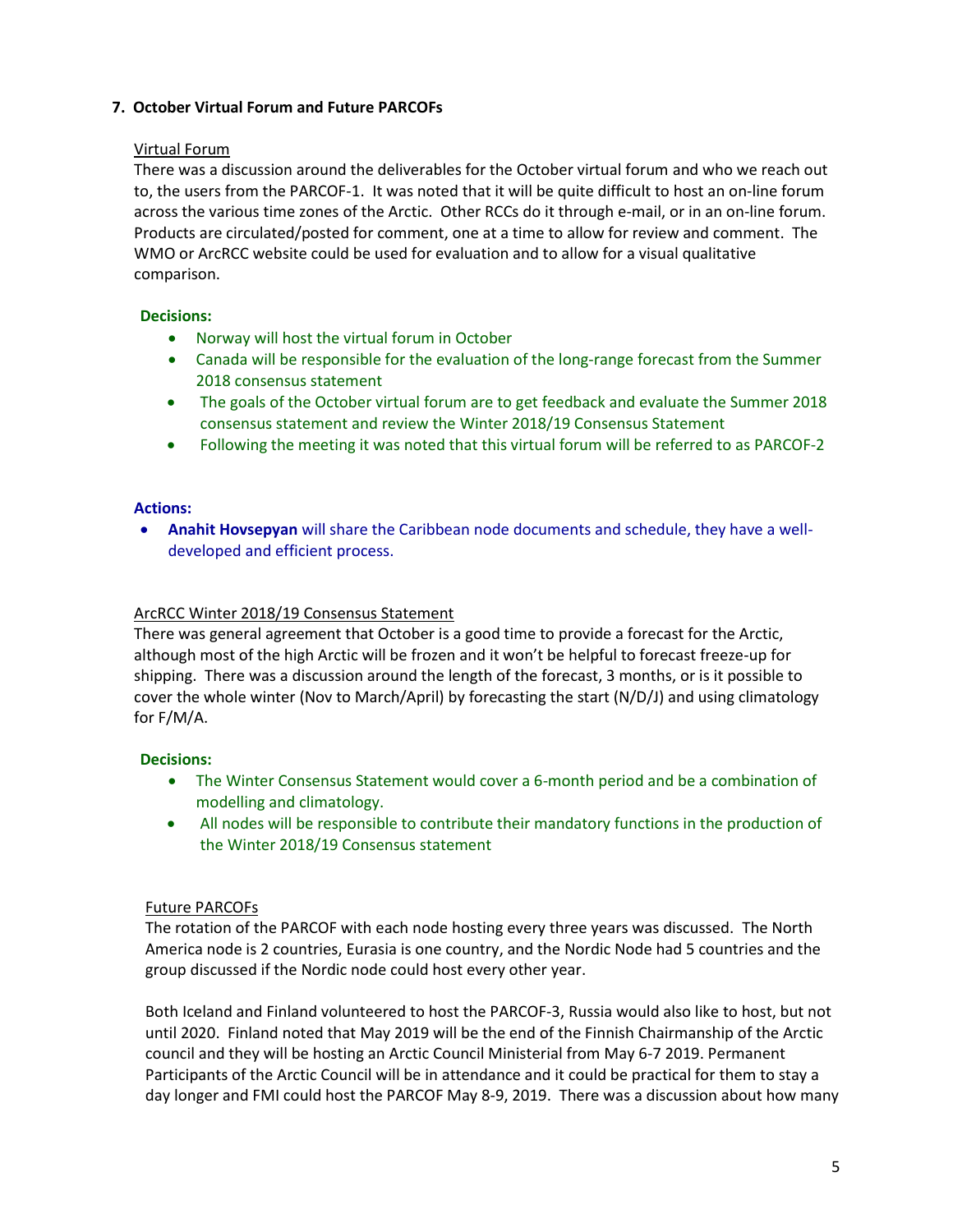## 7. October Virtual Forum and Future PARCOFs

Virtual Forum

There was a discussion around the deliverables for the October virtual forum and who we reach out to, the users from the PARCOF-1. It was noted that it will be quite difficult to host an on-line forum across the various time zones of the Arctic. Other RCCs do it through e-mail, or in an on-line forum. Products are circulated/posted for comment, one at a time to allow for review and comment. The WMO or ArcRCC website could be used for evaluation and to allow for a visual qualitative comparison.

**Decisions:**

- Norway will host the virtual forum in October
- Canada will be responsible for the evaluation of the long-range forecast from the Summer 2018 consensus statement
- The goals of the October virtual forum are to get feedback and evaluate the Summer 2018 consensus statement and review the Winter 2018/19 Consensus Statement
- Following the meeting it was noted that this virtual forum will be referred to as PARCOF-2

**Actions:**

- **Anahit Hovsepyan** will share the Caribbean node documents and schedule, they have a well-developed and efficient process.

ArcRCC Winter 2018/19 Consensus Statement

There was general agreement that October is a good time to provide a forecast for the Arctic, although most of the high Arctic will be frozen and it won't be helpful to forecast freeze-up for shipping. There was a discussion around the length of the forecast, 3 months, or is it possible to cover the whole winter (Nov to March/April) by forecasting the start (N/D/J) and using climatology for F/M/A.

**Decisions:**

- The Winter Consensus Statement would cover a 6-month period and be a combination of modelling and climatology.
- All nodes will be responsible to contribute their mandatory functions in the production of the Winter 2018/19 Consensus statement

Future PARCOFs

The rotation of the PARCOF with each node hosting every three years was discussed. The North America node is 2 countries, Eurasia is one country, and the Nordic Node had 5 countries and the group discussed if the Nordic node could host every other year.

Both Iceland and Finland volunteered to host the PARCOF-3, Russia would also like to host, but not until 2020. Finland noted that May 2019 will be the end of the Finnish Chairmanship of the Arctic council and they will be hosting an Arctic Council Ministerial from May 6-7 2019. Permanent Participants of the Arctic Council will be in attendance and it could be practical for them to stay a day longer and FMI could host the PARCOF May 8-9, 2019. There was a discussion about how many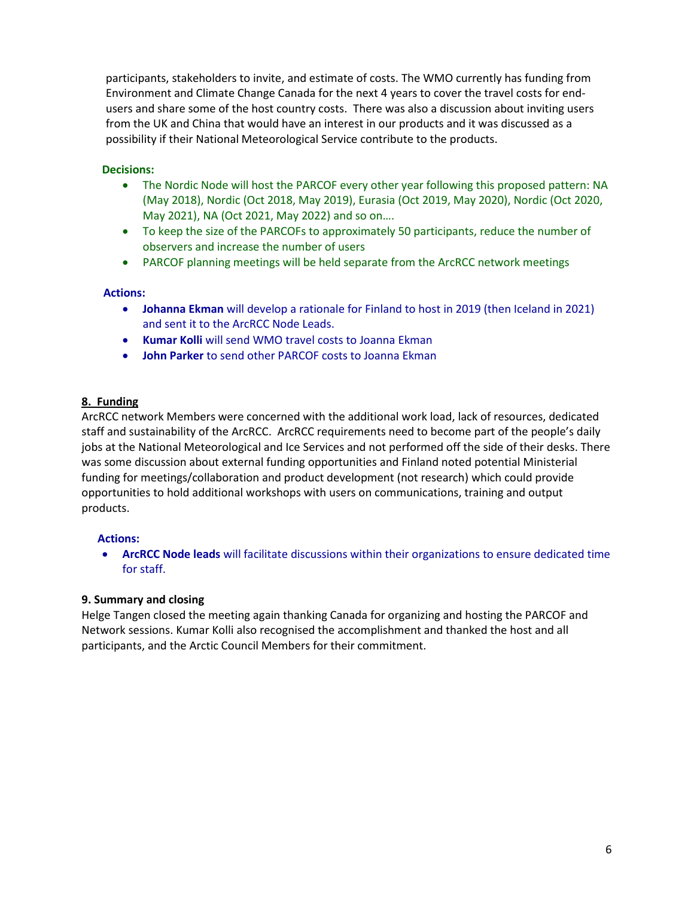participants, stakeholders to invite, and estimate of costs. The WMO currently has funding from Environment and Climate Change Canada for the next 4 years to cover the travel costs for end-users and share some of the host country costs. There was also a discussion about inviting users from the UK and China that would have an interest in our products and it was discussed as a possibility if their National Meteorological Service contribute to the products.

**Decisions:**

- The Nordic Node will host the PARCOF every other year following this proposed pattern: NA (May 2018), Nordic (Oct 2018, May 2019), Eurasia (Oct 2019, May 2020), Nordic (Oct 2020, May 2021), NA (Oct 2021, May 2022) and so on….
- To keep the size of the PARCOFs to approximately 50 participants, reduce the number of observers and increase the number of users
- PARCOF planning meetings will be held separate from the ArcRCC network meetings

**Actions:**

- **Johanna Ekman** will develop a rationale for Finland to host in 2019 (then Iceland in 2021) and sent it to the ArcRCC Node Leads.
- **Kumar Kolli** will send WMO travel costs to Joanna Ekman
- **John Parker** to send other PARCOF costs to Joanna Ekman

## 8. Funding

ArcRCC network Members were concerned with the additional work load, lack of resources, dedicated staff and sustainability of the ArcRCC. ArcRCC requirements need to become part of the people's daily jobs at the National Meteorological and Ice Services and not performed off the side of their desks. There was some discussion about external funding opportunities and Finland noted potential Ministerial funding for meetings/collaboration and product development (not research) which could provide opportunities to hold additional workshops with users on communications, training and output products.

**Actions:**

- **ArcRCC Node leads** will facilitate discussions within their organizations to ensure dedicated time for staff.

## 9. Summary and closing

Helge Tangen closed the meeting again thanking Canada for organizing and hosting the PARCOF and Network sessions. Kumar Kolli also recognised the accomplishment and thanked the host and all participants, and the Arctic Council Members for their commitment.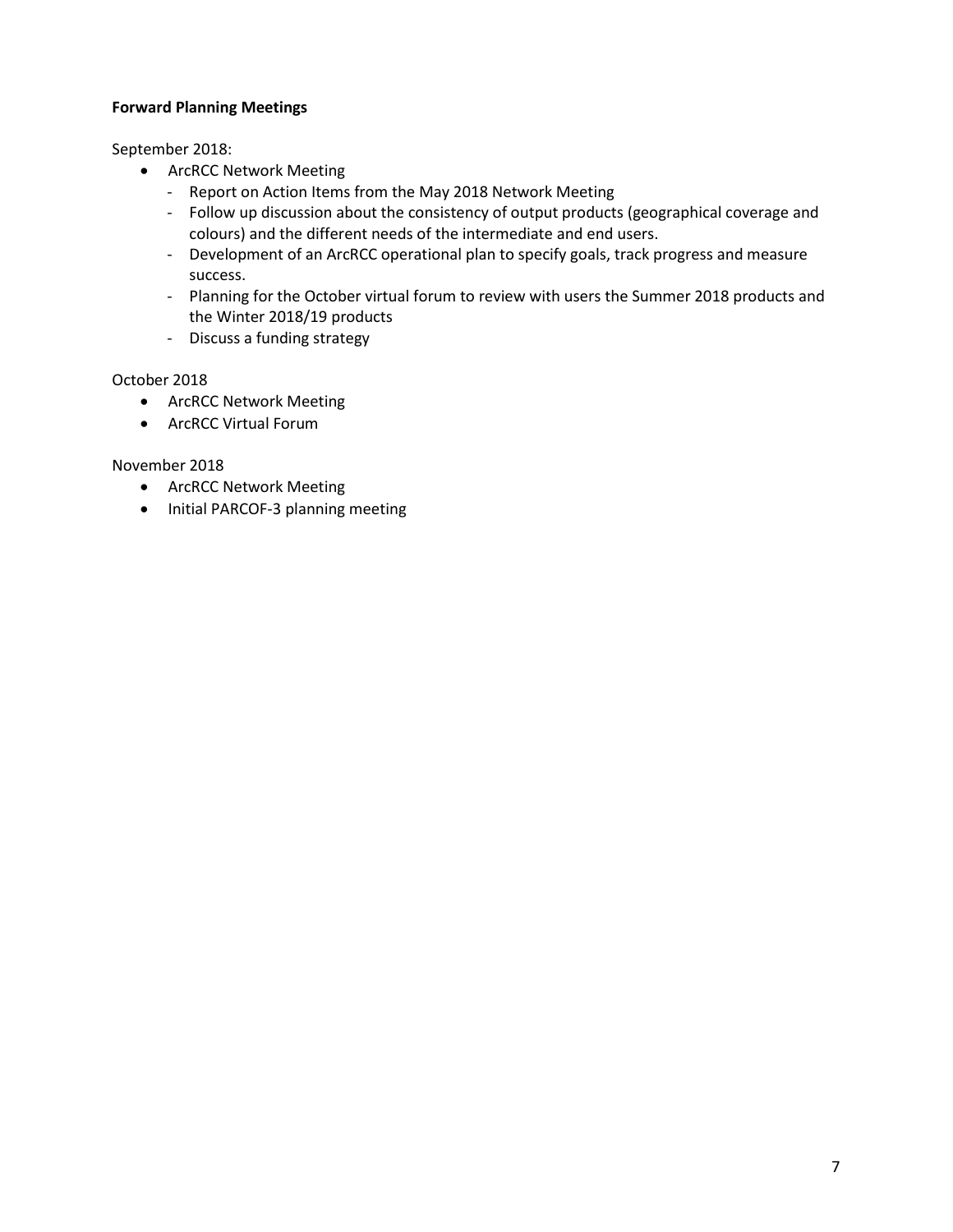**Forward Planning Meetings**

September 2018:

- ArcRCC Network Meeting
  - Report on Action Items from the May 2018 Network Meeting
  - Follow up discussion about the consistency of output products (geographical coverage and colours) and the different needs of the intermediate and end users.
  - Development of an ArcRCC operational plan to specify goals, track progress and measure success.
  - Planning for the October virtual forum to review with users the Summer 2018 products and the Winter 2018/19 products
  - Discuss a funding strategy

October 2018

- ArcRCC Network Meeting
- ArcRCC Virtual Forum

November 2018

- ArcRCC Network Meeting
- Initial PARCOF-3 planning meeting